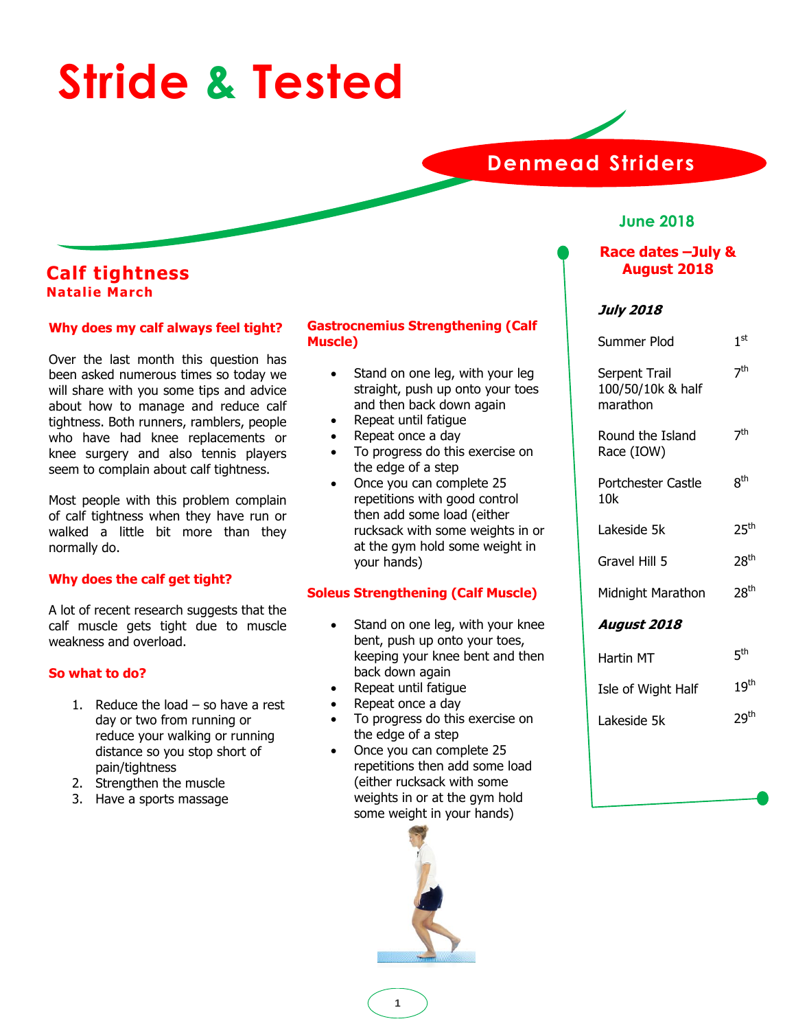# Stride & Tested

**Denmead Striders**

**June 2018**

## Calf tightness

**Natalie March**

### Why does my calf always feel tight?

Over the last month this question has been asked numerous times so today we will share with you some tips and advice about how to manage and reduce calf tightness. Both runners, ramblers, people who have had knee replacements or knee surgery and also tennis players seem to complain about calf tightness.

Most people with this problem complain of calf tightness when they have run or walked a little bit more than they normally do.

### Why does the calf get tight?

A lot of recent research suggests that the calf muscle gets tight due to muscle weakness and overload.

### So what to do?

1. Reduce the load – so have a rest day or two from running or reduce your walking or running distance so you stop short of pain/tightness
2. Strengthen the muscle
3. Have a sports massage

### Gastrocnemius Strengthening (Calf Muscle)

- Stand on one leg, with your leg straight, push up onto your toes and then back down again
- Repeat until fatigue
- Repeat once a day
- To progress do this exercise on the edge of a step
- Once you can complete 25 repetitions with good control then add some load (either rucksack with some weights in or at the gym hold some weight in your hands)

### Soleus Strengthening (Calf Muscle)

- Stand on one leg, with your knee bent, push up onto your toes, keeping your knee bent and then back down again
- Repeat until fatigue
- Repeat once a day
- To progress do this exercise on the edge of a step
- Once you can complete 25 repetitions then add some load (either rucksack with some weights in or at the gym hold some weight in your hands)

## Race dates –July & August 2018

***July 2018***

| Race | Date |
|---|---|
| Summer Plod | 1st |
| Serpent Trail 100/50/10k & half marathon | 7th |
| Round the Island Race (IOW) | 7th |
| Portchester Castle 10k | 8th |
| Lakeside 5k | 25th |
| Gravel Hill 5 | 28th |
| Midnight Marathon | 28th |

***August 2018***

| Race | Date |
|---|---|
| Hartin MT | 5th |
| Isle of Wight Half | 19th |
| Lakeside 5k | 29th |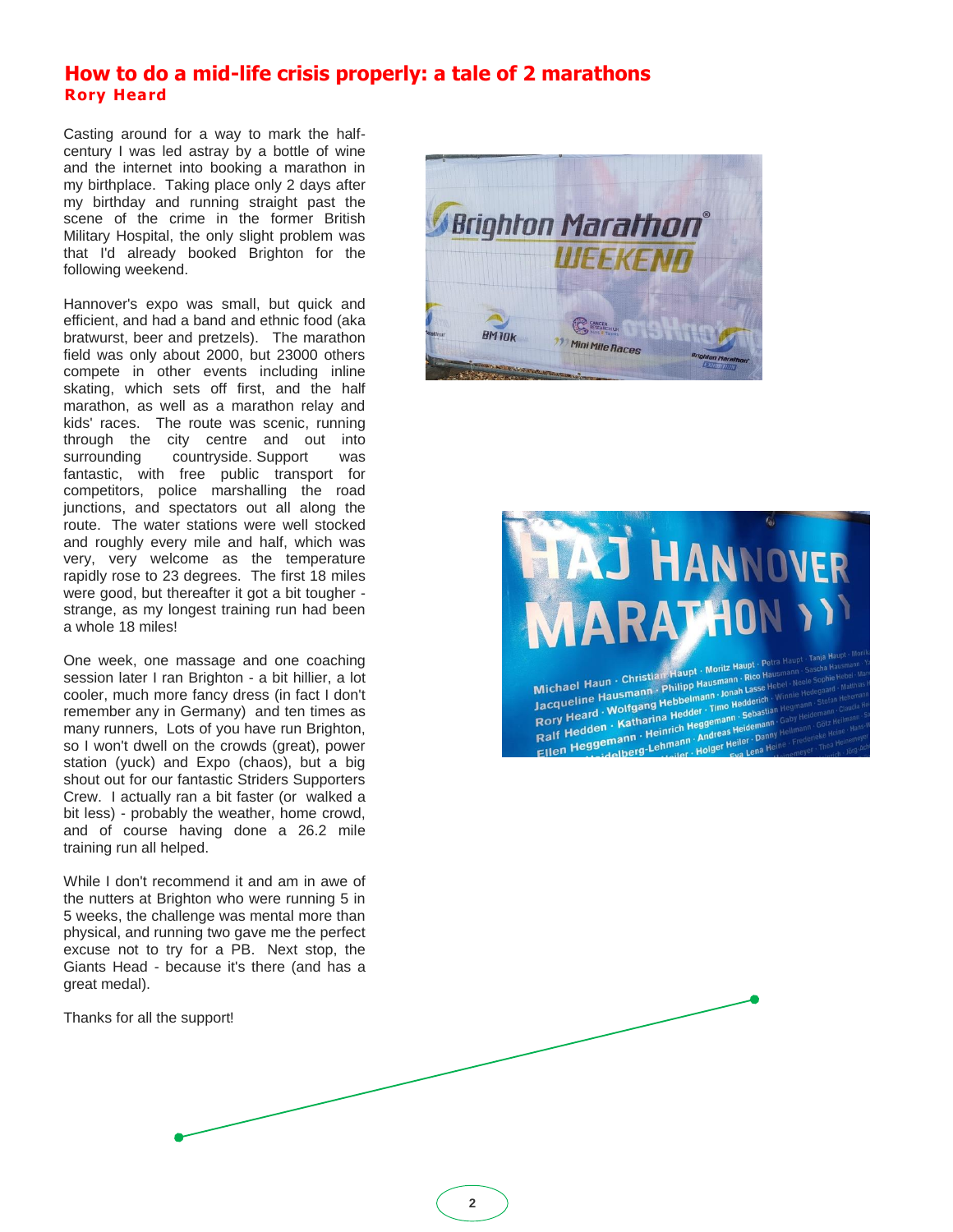## How to do a mid-life crisis properly: a tale of 2 marathons

**Rory Heard**

Casting around for a way to mark the half-century I was led astray by a bottle of wine and the internet into booking a marathon in my birthplace. Taking place only 2 days after my birthday and running straight past the scene of the crime in the former British Military Hospital, the only slight problem was that I'd already booked Brighton for the following weekend.

Hannover's expo was small, but quick and efficient, and had a band and ethnic food (aka bratwurst, beer and pretzels). The marathon field was only about 2000, but 23000 others compete in other events including inline skating, which sets off first, and the half marathon, as well as a marathon relay and kids' races. The route was scenic, running through the city centre and out into surrounding countryside. Support was fantastic, with free public transport for competitors, police marshalling the road junctions, and spectators out all along the route. The water stations were well stocked and roughly every mile and half, which was very, very welcome as the temperature rapidly rose to 23 degrees. The first 18 miles were good, but thereafter it got a bit tougher - strange, as my longest training run had been a whole 18 miles!

One week, one massage and one coaching session later I ran Brighton - a bit hillier, a lot cooler, much more fancy dress (in fact I don't remember any in Germany) and ten times as many runners, Lots of you have run Brighton, so I won't dwell on the crowds (great), power station (yuck) and Expo (chaos), but a big shout out for our fantastic Striders Supporters Crew. I actually ran a bit faster (or walked a bit less) - probably the weather, home crowd, and of course having done a 26.2 mile training run all helped.

While I don't recommend it and am in awe of the nutters at Brighton who were running 5 in 5 weeks, the challenge was mental more than physical, and running two gave me the perfect excuse not to try for a PB. Next stop, the Giants Head - because it's there (and has a great medal).

Thanks for all the support!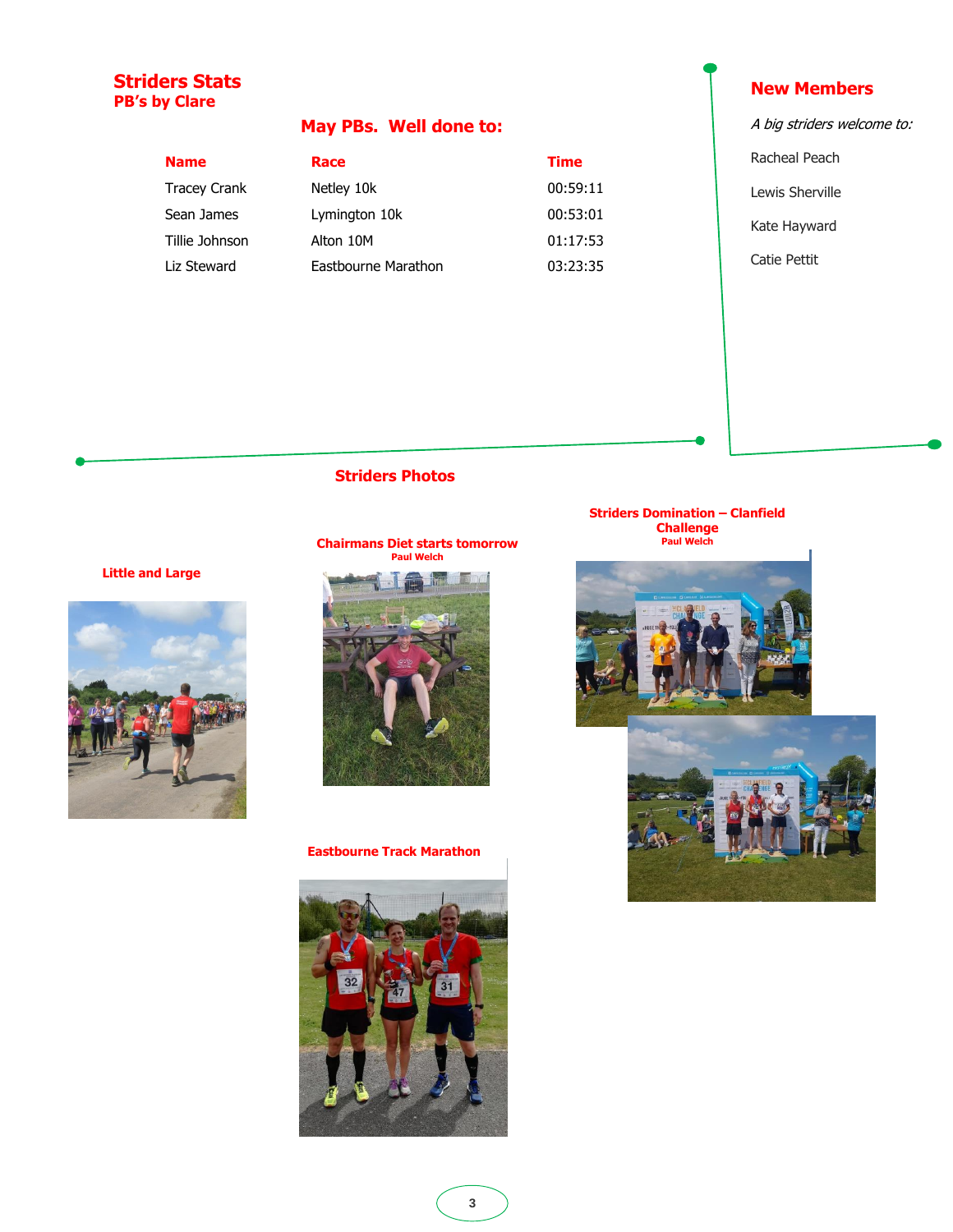## Striders Stats
**PB's by Clare**

### May PBs. Well done to:

| Name | Race | Time |
|---|---|---|
| Tracey Crank | Netley 10k | 00:59:11 |
| Sean James | Lymington 10k | 00:53:01 |
| Tillie Johnson | Alton 10M | 01:17:53 |
| Liz Steward | Eastbourne Marathon | 03:23:35 |

## New Members

*A big striders welcome to:*

Racheal Peach

Lewis Sherville

Kate Hayward

Catie Pettit

## Striders Photos

**Little and Large**

**Chairmans Diet starts tomorrow**
Paul Welch

**Striders Domination – Clanfield Challenge**
Paul Welch

**Eastbourne Track Marathon**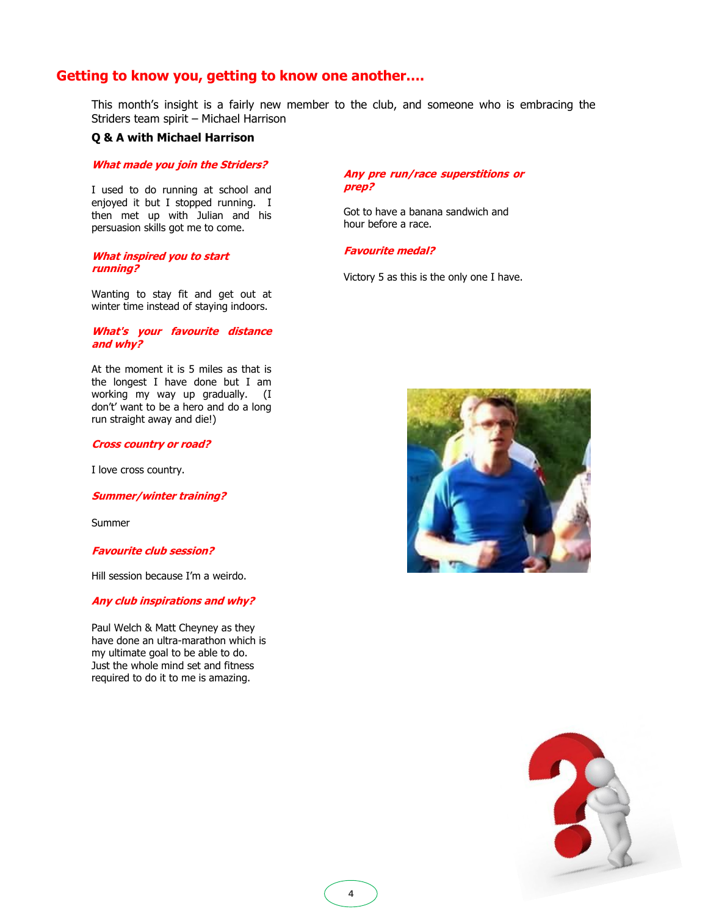## Getting to know you, getting to know one another....

This month's insight is a fairly new member to the club, and someone who is embracing the Striders team spirit – Michael Harrison

**Q & A with Michael Harrison**

***What made you join the Striders?***

I used to do running at school and enjoyed it but I stopped running. I then met up with Julian and his persuasion skills got me to come.

***What inspired you to start running?***

Wanting to stay fit and get out at winter time instead of staying indoors.

***What's your favourite distance and why?***

At the moment it is 5 miles as that is the longest I have done but I am working my way up gradually. (I don't' want to be a hero and do a long run straight away and die!)

***Cross country or road?***

I love cross country.

***Summer/winter training?***

Summer

***Favourite club session?***

Hill session because I'm a weirdo.

***Any club inspirations and why?***

Paul Welch & Matt Cheyney as they have done an ultra-marathon which is my ultimate goal to be able to do. Just the whole mind set and fitness required to do it to me is amazing.

***Any pre run/race superstitions or prep?***

Got to have a banana sandwich and hour before a race.

***Favourite medal?***

Victory 5 as this is the only one I have.